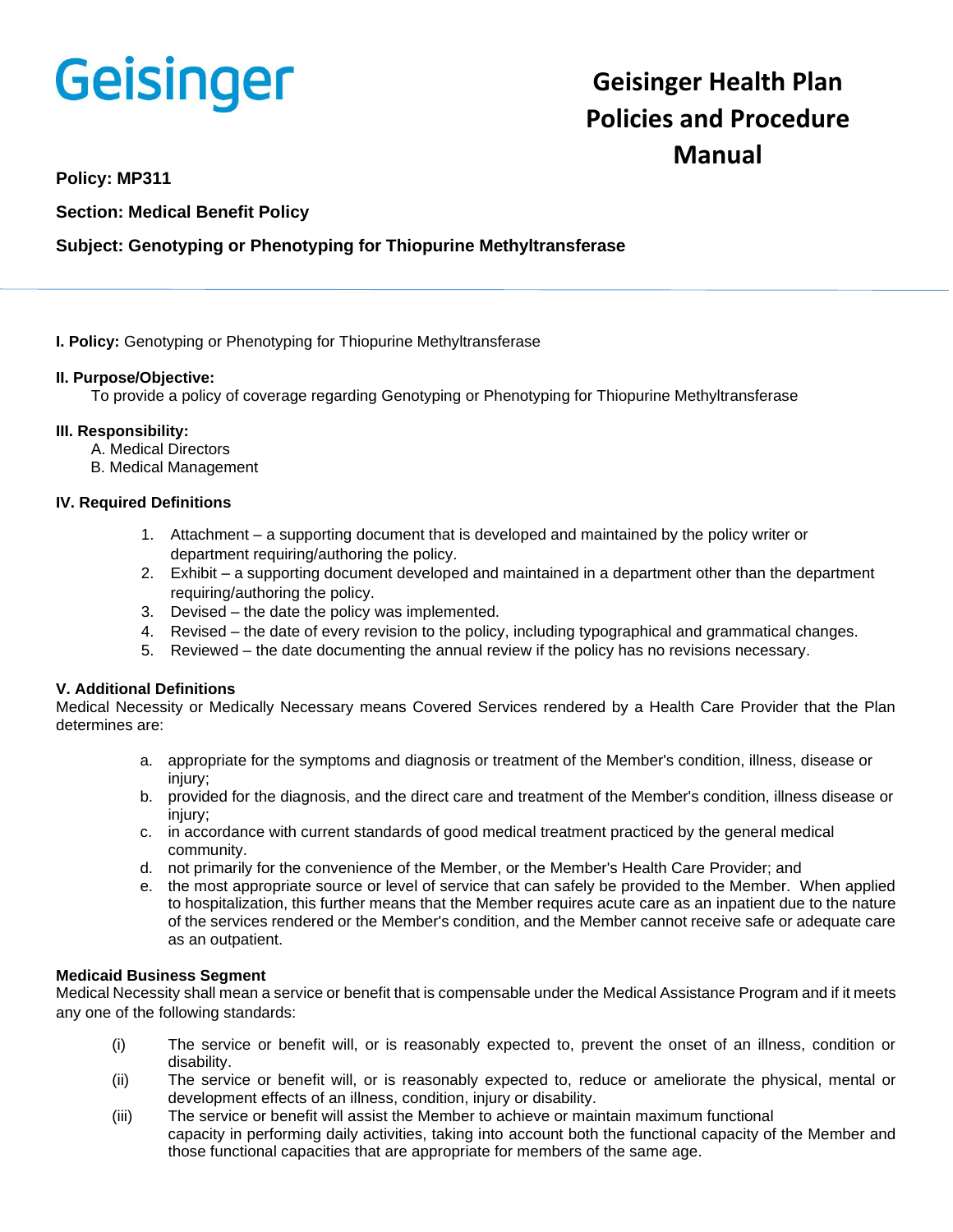Geisinger

# Geisinger Health Plan Policies and Procedure Manual

**Policy: MP311**

**Section: Medical Benefit Policy**

**Subject: Genotyping or Phenotyping for Thiopurine Methyltransferase**

---

**I. Policy:** Genotyping or Phenotyping for Thiopurine Methyltransferase

**II. Purpose/Objective:**
To provide a policy of coverage regarding Genotyping or Phenotyping for Thiopurine Methyltransferase

**III. Responsibility:**
A. Medical Directors
B. Medical Management

**IV. Required Definitions**

1. Attachment – a supporting document that is developed and maintained by the policy writer or department requiring/authoring the policy.
2. Exhibit – a supporting document developed and maintained in a department other than the department requiring/authoring the policy.
3. Devised – the date the policy was implemented.
4. Revised – the date of every revision to the policy, including typographical and grammatical changes.
5. Reviewed – the date documenting the annual review if the policy has no revisions necessary.

**V. Additional Definitions**
Medical Necessity or Medically Necessary means Covered Services rendered by a Health Care Provider that the Plan determines are:

a. appropriate for the symptoms and diagnosis or treatment of the Member's condition, illness, disease or injury;
b. provided for the diagnosis, and the direct care and treatment of the Member's condition, illness disease or injury;
c. in accordance with current standards of good medical treatment practiced by the general medical community.
d. not primarily for the convenience of the Member, or the Member's Health Care Provider; and
e. the most appropriate source or level of service that can safely be provided to the Member. When applied to hospitalization, this further means that the Member requires acute care as an inpatient due to the nature of the services rendered or the Member's condition, and the Member cannot receive safe or adequate care as an outpatient.

**Medicaid Business Segment**
Medical Necessity shall mean a service or benefit that is compensable under the Medical Assistance Program and if it meets any one of the following standards:

(i) The service or benefit will, or is reasonably expected to, prevent the onset of an illness, condition or disability.
(ii) The service or benefit will, or is reasonably expected to, reduce or ameliorate the physical, mental or development effects of an illness, condition, injury or disability.
(iii) The service or benefit will assist the Member to achieve or maintain maximum functional capacity in performing daily activities, taking into account both the functional capacity of the Member and those functional capacities that are appropriate for members of the same age.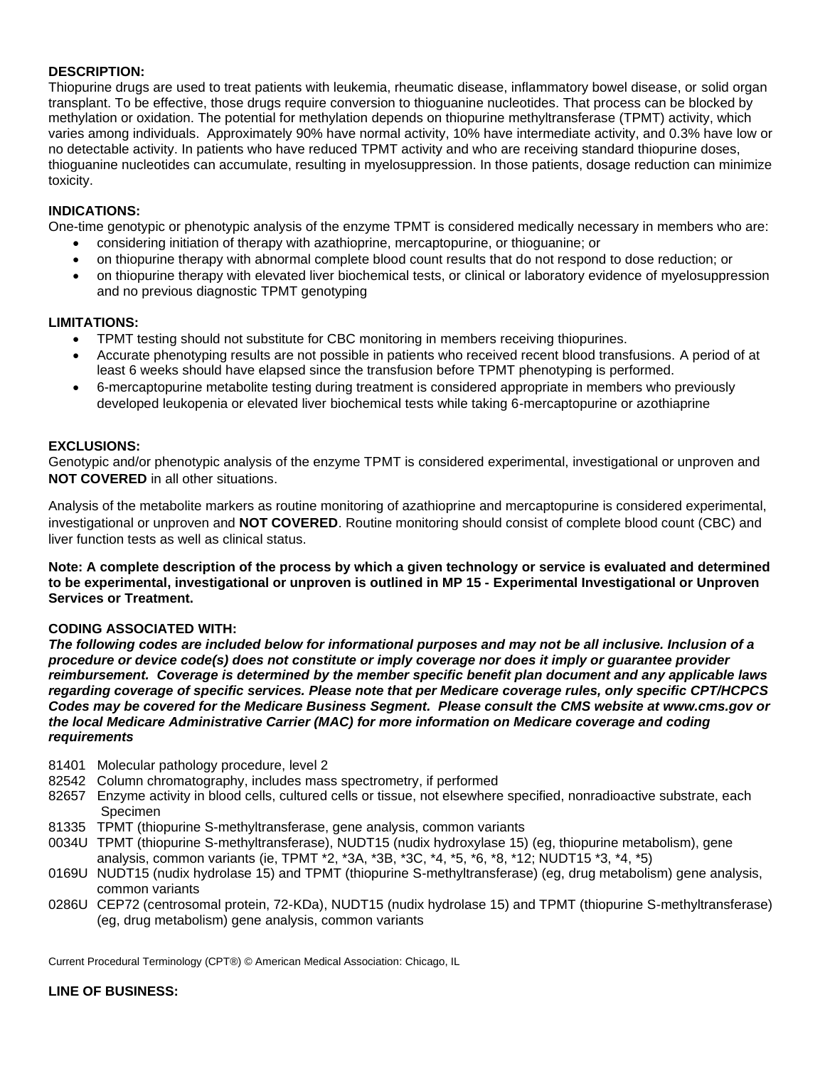**DESCRIPTION:**
Thiopurine drugs are used to treat patients with leukemia, rheumatic disease, inflammatory bowel disease, or solid organ transplant. To be effective, those drugs require conversion to thioguanine nucleotides. That process can be blocked by methylation or oxidation. The potential for methylation depends on thiopurine methyltransferase (TPMT) activity, which varies among individuals. Approximately 90% have normal activity, 10% have intermediate activity, and 0.3% have low or no detectable activity. In patients who have reduced TPMT activity and who are receiving standard thiopurine doses, thioguanine nucleotides can accumulate, resulting in myelosuppression. In those patients, dosage reduction can minimize toxicity.

**INDICATIONS:**
One-time genotypic or phenotypic analysis of the enzyme TPMT is considered medically necessary in members who are:

- considering initiation of therapy with azathioprine, mercaptopurine, or thioguanine; or
- on thiopurine therapy with abnormal complete blood count results that do not respond to dose reduction; or
- on thiopurine therapy with elevated liver biochemical tests, or clinical or laboratory evidence of myelosuppression and no previous diagnostic TPMT genotyping

**LIMITATIONS:**

- TPMT testing should not substitute for CBC monitoring in members receiving thiopurines.
- Accurate phenotyping results are not possible in patients who received recent blood transfusions. A period of at least 6 weeks should have elapsed since the transfusion before TPMT phenotyping is performed.
- 6-mercaptopurine metabolite testing during treatment is considered appropriate in members who previously developed leukopenia or elevated liver biochemical tests while taking 6-mercaptopurine or azothiaprine

**EXCLUSIONS:**
Genotypic and/or phenotypic analysis of the enzyme TPMT is considered experimental, investigational or unproven and **NOT COVERED** in all other situations.

Analysis of the metabolite markers as routine monitoring of azathioprine and mercaptopurine is considered experimental, investigational or unproven and **NOT COVERED**. Routine monitoring should consist of complete blood count (CBC) and liver function tests as well as clinical status.

**Note: A complete description of the process by which a given technology or service is evaluated and determined to be experimental, investigational or unproven is outlined in MP 15 - Experimental Investigational or Unproven Services or Treatment.**

**CODING ASSOCIATED WITH:**
***The following codes are included below for informational purposes and may not be all inclusive. Inclusion of a procedure or device code(s) does not constitute or imply coverage nor does it imply or guarantee provider reimbursement. Coverage is determined by the member specific benefit plan document and any applicable laws regarding coverage of specific services. Please note that per Medicare coverage rules, only specific CPT/HCPCS Codes may be covered for the Medicare Business Segment. Please consult the CMS website at www.cms.gov or the local Medicare Administrative Carrier (MAC) for more information on Medicare coverage and coding requirements***

81401 Molecular pathology procedure, level 2
82542 Column chromatography, includes mass spectrometry, if performed
82657 Enzyme activity in blood cells, cultured cells or tissue, not elsewhere specified, nonradioactive substrate, each Specimen
81335 TPMT (thiopurine S-methyltransferase, gene analysis, common variants
0034U TPMT (thiopurine S-methyltransferase), NUDT15 (nudix hydroxylase 15) (eg, thiopurine metabolism), gene analysis, common variants (ie, TPMT *2, *3A, *3B, *3C, *4, *5, *6, *8, *12; NUDT15 *3, *4, *5)
0169U NUDT15 (nudix hydrolase 15) and TPMT (thiopurine S-methyltransferase) (eg, drug metabolism) gene analysis, common variants
0286U CEP72 (centrosomal protein, 72-KDa), NUDT15 (nudix hydrolase 15) and TPMT (thiopurine S-methyltransferase) (eg, drug metabolism) gene analysis, common variants

Current Procedural Terminology (CPT®) © American Medical Association: Chicago, IL

**LINE OF BUSINESS:**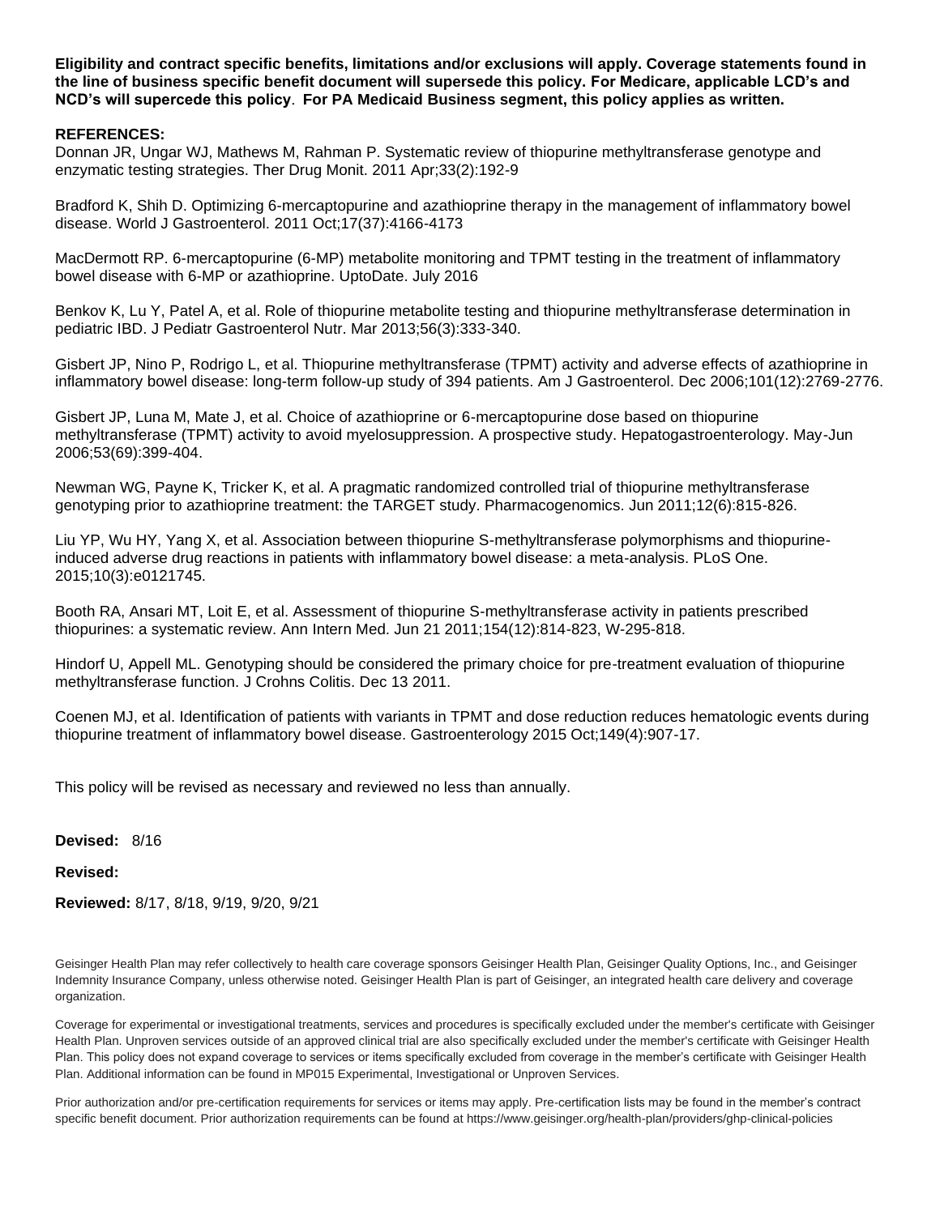**Eligibility and contract specific benefits, limitations and/or exclusions will apply. Coverage statements found in the line of business specific benefit document will supersede this policy. For Medicare, applicable LCD's and NCD's will supercede this policy**. **For PA Medicaid Business segment, this policy applies as written.**

**REFERENCES:**

Donnan JR, Ungar WJ, Mathews M, Rahman P. Systematic review of thiopurine methyltransferase genotype and enzymatic testing strategies. Ther Drug Monit. 2011 Apr;33(2):192-9

Bradford K, Shih D. Optimizing 6-mercaptopurine and azathioprine therapy in the management of inflammatory bowel disease. World J Gastroenterol. 2011 Oct;17(37):4166-4173

MacDermott RP. 6-mercaptopurine (6-MP) metabolite monitoring and TPMT testing in the treatment of inflammatory bowel disease with 6-MP or azathioprine. UptoDate. July 2016

Benkov K, Lu Y, Patel A, et al. Role of thiopurine metabolite testing and thiopurine methyltransferase determination in pediatric IBD. J Pediatr Gastroenterol Nutr. Mar 2013;56(3):333-340.

Gisbert JP, Nino P, Rodrigo L, et al. Thiopurine methyltransferase (TPMT) activity and adverse effects of azathioprine in inflammatory bowel disease: long-term follow-up study of 394 patients. Am J Gastroenterol. Dec 2006;101(12):2769-2776.

Gisbert JP, Luna M, Mate J, et al. Choice of azathioprine or 6-mercaptopurine dose based on thiopurine methyltransferase (TPMT) activity to avoid myelosuppression. A prospective study. Hepatogastroenterology. May-Jun 2006;53(69):399-404.

Newman WG, Payne K, Tricker K, et al. A pragmatic randomized controlled trial of thiopurine methyltransferase genotyping prior to azathioprine treatment: the TARGET study. Pharmacogenomics. Jun 2011;12(6):815-826.

Liu YP, Wu HY, Yang X, et al. Association between thiopurine S-methyltransferase polymorphisms and thiopurine-induced adverse drug reactions in patients with inflammatory bowel disease: a meta-analysis. PLoS One. 2015;10(3):e0121745.

Booth RA, Ansari MT, Loit E, et al. Assessment of thiopurine S-methyltransferase activity in patients prescribed thiopurines: a systematic review. Ann Intern Med. Jun 21 2011;154(12):814-823, W-295-818.

Hindorf U, Appell ML. Genotyping should be considered the primary choice for pre-treatment evaluation of thiopurine methyltransferase function. J Crohns Colitis. Dec 13 2011.

Coenen MJ, et al. Identification of patients with variants in TPMT and dose reduction reduces hematologic events during thiopurine treatment of inflammatory bowel disease. Gastroenterology 2015 Oct;149(4):907-17.

This policy will be revised as necessary and reviewed no less than annually.

**Devised:** 8/16

**Revised:**

**Reviewed:** 8/17, 8/18, 9/19, 9/20, 9/21

Geisinger Health Plan may refer collectively to health care coverage sponsors Geisinger Health Plan, Geisinger Quality Options, Inc., and Geisinger Indemnity Insurance Company, unless otherwise noted. Geisinger Health Plan is part of Geisinger, an integrated health care delivery and coverage organization.

Coverage for experimental or investigational treatments, services and procedures is specifically excluded under the member's certificate with Geisinger Health Plan. Unproven services outside of an approved clinical trial are also specifically excluded under the member's certificate with Geisinger Health Plan. This policy does not expand coverage to services or items specifically excluded from coverage in the member's certificate with Geisinger Health Plan. Additional information can be found in MP015 Experimental, Investigational or Unproven Services.

Prior authorization and/or pre-certification requirements for services or items may apply. Pre-certification lists may be found in the member's contract specific benefit document. Prior authorization requirements can be found at https://www.geisinger.org/health-plan/providers/ghp-clinical-policies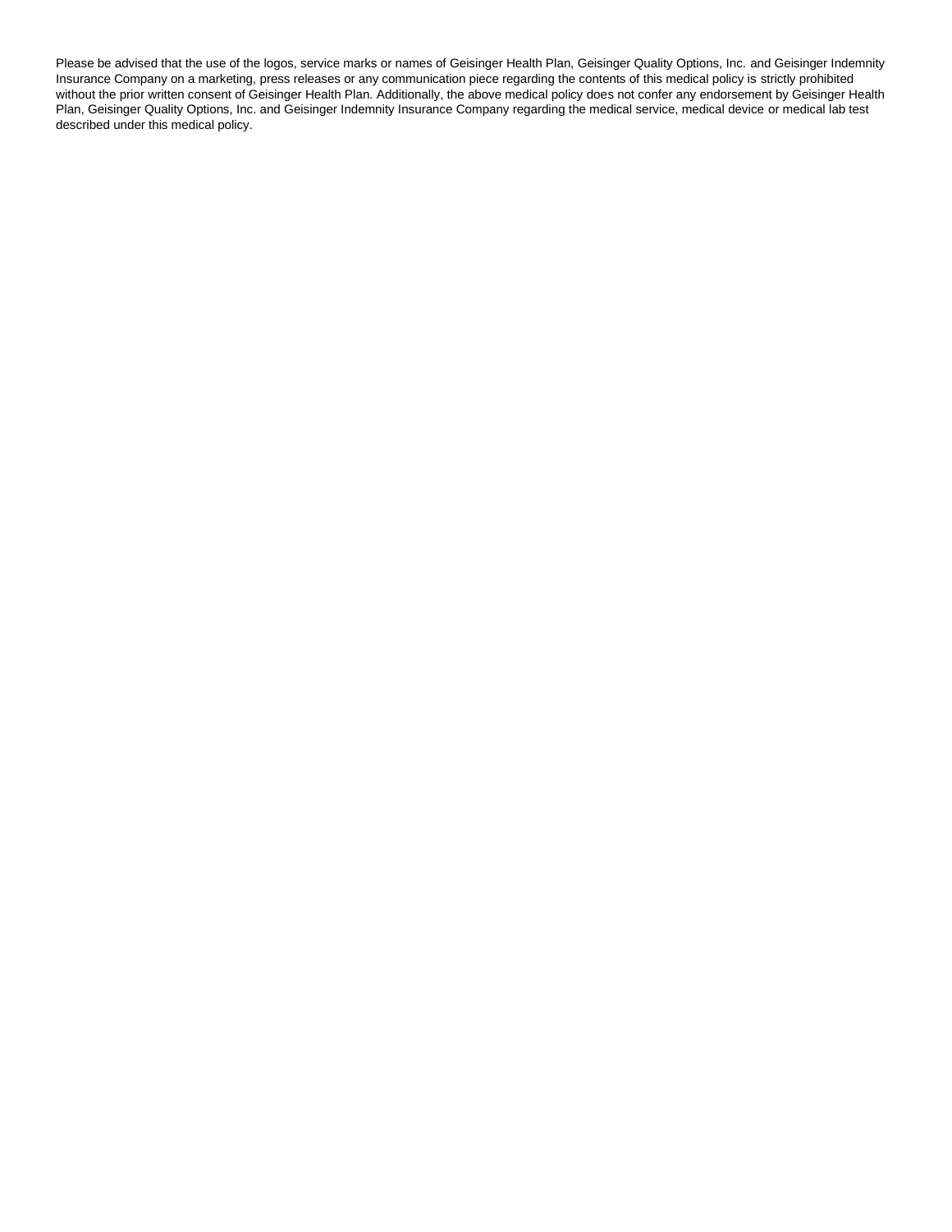Please be advised that the use of the logos, service marks or names of Geisinger Health Plan, Geisinger Quality Options, Inc. and Geisinger Indemnity Insurance Company on a marketing, press releases or any communication piece regarding the contents of this medical policy is strictly prohibited without the prior written consent of Geisinger Health Plan. Additionally, the above medical policy does not confer any endorsement by Geisinger Health Plan, Geisinger Quality Options, Inc. and Geisinger Indemnity Insurance Company regarding the medical service, medical device or medical lab test described under this medical policy.